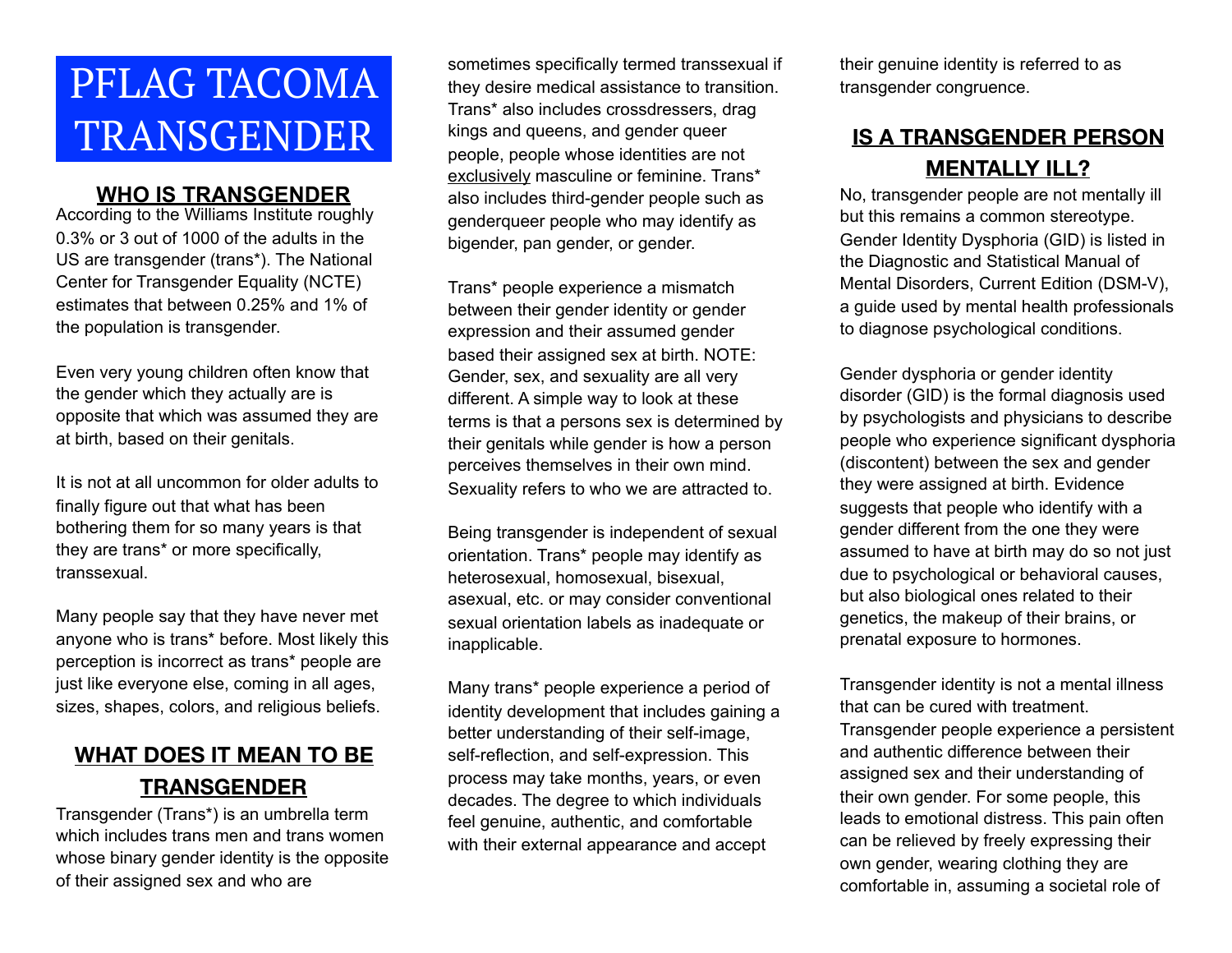# PFLAG TACOMA TRANSGENDER

## WHO IS TRANSGENDER

According to the Williams Institute roughly 0.3% or 3 out of 1000 of the adults in the US are transgender (trans*). The National Center for Transgender Equality (NCTE) estimates that between 0.25% and 1% of the population is transgender.

Even very young children often know that the gender which they actually are is opposite that which was assumed they are at birth, based on their genitals.

It is not at all uncommon for older adults to finally figure out that what has been bothering them for so many years is that they are trans* or more specifically, transsexual.

Many people say that they have never met anyone who is trans* before. Most likely this perception is incorrect as trans* people are just like everyone else, coming in all ages, sizes, shapes, colors, and religious beliefs.

## WHAT DOES IT MEAN TO BE TRANSGENDER

Transgender (Trans*) is an umbrella term which includes trans men and trans women whose binary gender identity is the opposite of their assigned sex and who are sometimes specifically termed transsexual if they desire medical assistance to transition. Trans* also includes crossdressers, drag kings and queens, and gender queer people, people whose identities are not <u>exclusively</u> masculine or feminine. Trans* also includes third-gender people such as genderqueer people who may identify as bigender, pan gender, or gender.

Trans* people experience a mismatch between their gender identity or gender expression and their assumed gender based their assigned sex at birth. NOTE: Gender, sex, and sexuality are all very different. A simple way to look at these terms is that a persons sex is determined by their genitals while gender is how a person perceives themselves in their own mind. Sexuality refers to who we are attracted to.

Being transgender is independent of sexual orientation. Trans* people may identify as heterosexual, homosexual, bisexual, asexual, etc. or may consider conventional sexual orientation labels as inadequate or inapplicable.

Many trans* people experience a period of identity development that includes gaining a better understanding of their self-image, self-reflection, and self-expression. This process may take months, years, or even decades. The degree to which individuals feel genuine, authentic, and comfortable with their external appearance and accept their genuine identity is referred to as transgender congruence.

## IS A TRANSGENDER PERSON MENTALLY ILL?

No, transgender people are not mentally ill but this remains a common stereotype. Gender Identity Dysphoria (GID) is listed in the Diagnostic and Statistical Manual of Mental Disorders, Current Edition (DSM-V), a guide used by mental health professionals to diagnose psychological conditions.

Gender dysphoria or gender identity disorder (GID) is the formal diagnosis used by psychologists and physicians to describe people who experience significant dysphoria (discontent) between the sex and gender they were assigned at birth. Evidence suggests that people who identify with a gender different from the one they were assumed to have at birth may do so not just due to psychological or behavioral causes, but also biological ones related to their genetics, the makeup of their brains, or prenatal exposure to hormones.

Transgender identity is not a mental illness that can be cured with treatment. Transgender people experience a persistent and authentic difference between their assigned sex and their understanding of their own gender. For some people, this leads to emotional distress. This pain often can be relieved by freely expressing their own gender, wearing clothing they are comfortable in, assuming a societal role of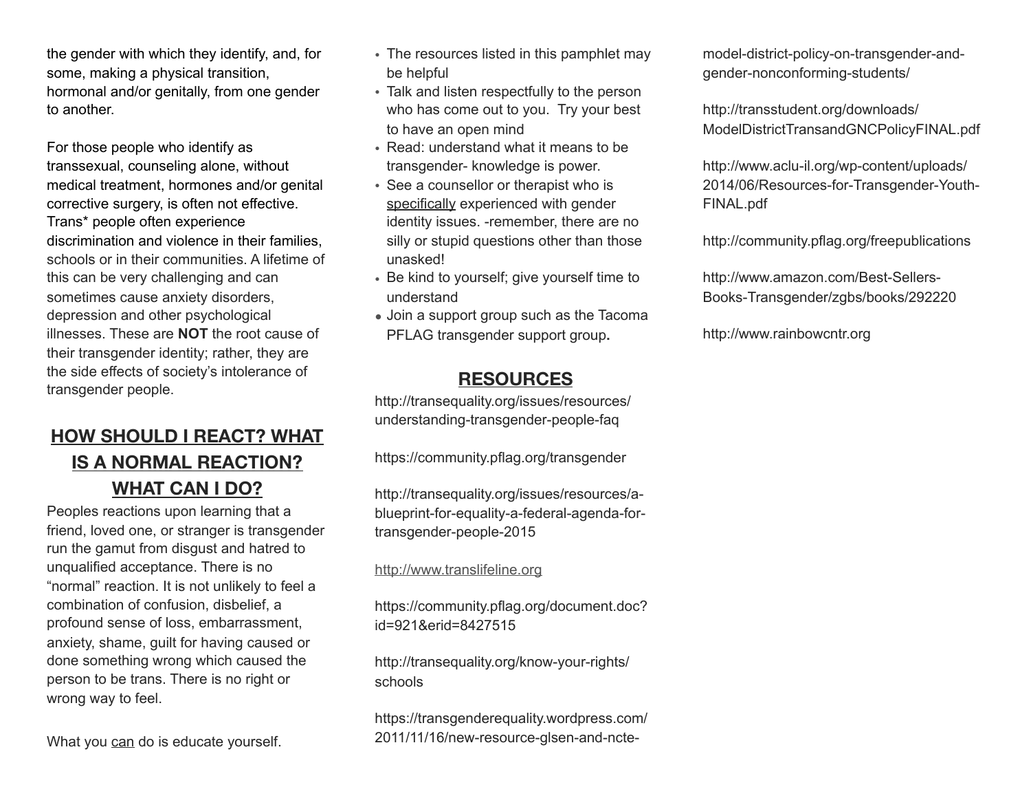the gender with which they identify, and, for some, making a physical transition, hormonal and/or genitally, from one gender to another.

For those people who identify as transsexual, counseling alone, without medical treatment, hormones and/or genital corrective surgery, is often not effective. Trans* people often experience discrimination and violence in their families, schools or in their communities. A lifetime of this can be very challenging and can sometimes cause anxiety disorders, depression and other psychological illnesses. These are **NOT** the root cause of their transgender identity; rather, they are the side effects of society's intolerance of transgender people.

## HOW SHOULD I REACT? WHAT IS A NORMAL REACTION? WHAT CAN I DO?

Peoples reactions upon learning that a friend, loved one, or stranger is transgender run the gamut from disgust and hatred to unqualified acceptance. There is no "normal" reaction. It is not unlikely to feel a combination of confusion, disbelief, a profound sense of loss, embarrassment, anxiety, shame, guilt for having caused or done something wrong which caused the person to be trans. There is no right or wrong way to feel.

What you can do is educate yourself.

- The resources listed in this pamphlet may be helpful
- Talk and listen respectfully to the person who has come out to you. Try your best to have an open mind
- Read: understand what it means to be transgender- knowledge is power.
- See a counsellor or therapist who is specifically experienced with gender identity issues. -remember, there are no silly or stupid questions other than those unasked!
- Be kind to yourself; give yourself time to understand
- Join a support group such as the Tacoma PFLAG transgender support group**.**

## RESOURCES

http://transequality.org/issues/resources/understanding-transgender-people-faq

https://community.pflag.org/transgender

http://transequality.org/issues/resources/a-blueprint-for-equality-a-federal-agenda-for-transgender-people-2015

http://www.translifeline.org

https://community.pflag.org/document.doc?id=921&erid=8427515

http://transequality.org/know-your-rights/schools

https://transgenderequality.wordpress.com/2011/11/16/new-resource-glsen-and-ncte-model-district-policy-on-transgender-and-gender-nonconforming-students/

http://transstudent.org/downloads/ModelDistrictTransandGNCPolicyFINAL.pdf

http://www.aclu-il.org/wp-content/uploads/2014/06/Resources-for-Transgender-Youth-FINAL.pdf

http://community.pflag.org/freepublications

http://www.amazon.com/Best-Sellers-Books-Transgender/zgbs/books/292220

http://www.rainbowcntr.org